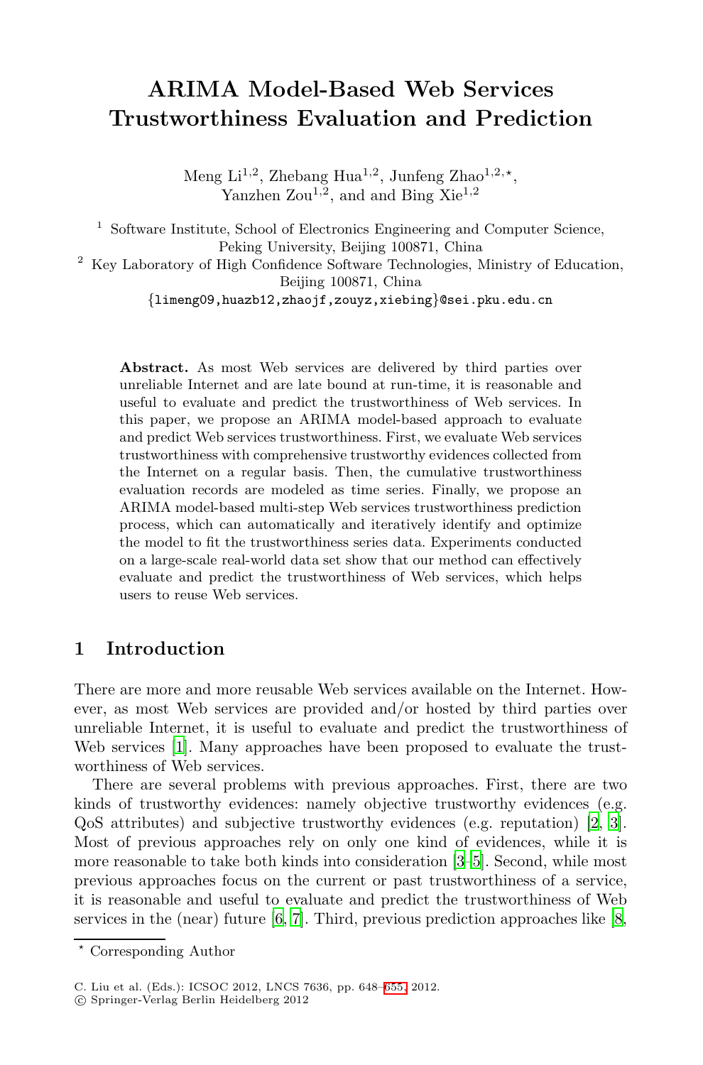# ARIMA Model-Based Web Services Trustworthiness Evaluation and Prediction

Meng Li[1,2], Zhebang Hua[1,2], Junfeng Zhao[1,2,⋆], Yanzhen Zou[1,2], and and Bing Xie[1,2]

[1] Software Institute, School of Electronics Engineering and Computer Science, Peking University, Beijing 100871, China

[2] Key Laboratory of High Confidence Software Technologies, Ministry of Education, Beijing 100871, China

{limeng09,huazb12,zhaojf,zouyz,xiebing}@sei.pku.edu.cn

**Abstract.** As most Web services are delivered by third parties over unreliable Internet and are late bound at run-time, it is reasonable and useful to evaluate and predict the trustworthiness of Web services. In this paper, we propose an ARIMA model-based approach to evaluate and predict Web services trustworthiness. First, we evaluate Web services trustworthiness with comprehensive trustworthy evidences collected from the Internet on a regular basis. Then, the cumulative trustworthiness evaluation records are modeled as time series. Finally, we propose an ARIMA model-based multi-step Web services trustworthiness prediction process, which can automatically and iteratively identify and optimize the model to fit the trustworthiness series data. Experiments conducted on a large-scale real-world data set show that our method can effectively evaluate and predict the trustworthiness of Web services, which helps users to reuse Web services.

## 1 Introduction

There are more and more reusable Web services available on the Internet. However, as most Web services are provided and/or hosted by third parties over unreliable Internet, it is useful to evaluate and predict the trustworthiness of Web services [1]. Many approaches have been proposed to evaluate the trustworthiness of Web services.

There are several problems with previous approaches. First, there are two kinds of trustworthy evidences: namely objective trustworthy evidences (e.g. QoS attributes) and subjective trustworthy evidences (e.g. reputation) [2, 3]. Most of previous approaches rely on only one kind of evidences, while it is more reasonable to take both kinds into consideration [3–5]. Second, while most previous approaches focus on the current or past trustworthiness of a service, it is reasonable and useful to evaluate and predict the trustworthiness of Web services in the (near) future [6, 7]. Third, previous prediction approaches like [8,

⋆ Corresponding Author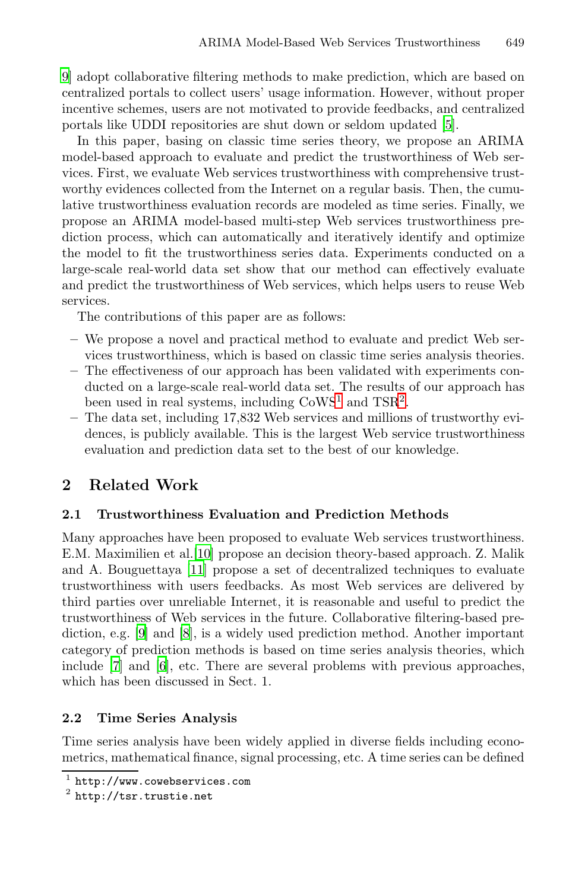[9] adopt collaborative filtering methods to make prediction, which are based on centralized portals to collect users' usage information. However, without proper incentive schemes, users are not motivated to provide feedbacks, and centralized portals like UDDI repositories are shut down or seldom updated [5].

In this paper, basing on classic time series theory, we propose an ARIMA model-based approach to evaluate and predict the trustworthiness of Web services. First, we evaluate Web services trustworthiness with comprehensive trustworthy evidences collected from the Internet on a regular basis. Then, the cumulative trustworthiness evaluation records are modeled as time series. Finally, we propose an ARIMA model-based multi-step Web services trustworthiness prediction process, which can automatically and iteratively identify and optimize the model to fit the trustworthiness series data. Experiments conducted on a large-scale real-world data set show that our method can effectively evaluate and predict the trustworthiness of Web services, which helps users to reuse Web services.

The contributions of this paper are as follows:

- We propose a novel and practical method to evaluate and predict Web services trustworthiness, which is based on classic time series analysis theories.
- The effectiveness of our approach has been validated with experiments conducted on a large-scale real-world data set. The results of our approach has been used in real systems, including CoWS[1] and TSR[2].
- The data set, including 17,832 Web services and millions of trustworthy evidences, is publicly available. This is the largest Web service trustworthiness evaluation and prediction data set to the best of our knowledge.

## 2 Related Work

### 2.1 Trustworthiness Evaluation and Prediction Methods

Many approaches have been proposed to evaluate Web services trustworthiness. E.M. Maximilien et al.[10] propose an decision theory-based approach. Z. Malik and A. Bouguettaya [11] propose a set of decentralized techniques to evaluate trustworthiness with users feedbacks. As most Web services are delivered by third parties over unreliable Internet, it is reasonable and useful to predict the trustworthiness of Web services in the future. Collaborative filtering-based prediction, e.g. [9] and [8], is a widely used prediction method. Another important category of prediction methods is based on time series analysis theories, which include [7] and [6], etc. There are several problems with previous approaches, which has been discussed in Sect. 1.

### 2.2 Time Series Analysis

Time series analysis have been widely applied in diverse fields including econometrics, mathematical finance, signal processing, etc. A time series can be defined

[1] http://www.cowebservices.com

[2] http://tsr.trustie.net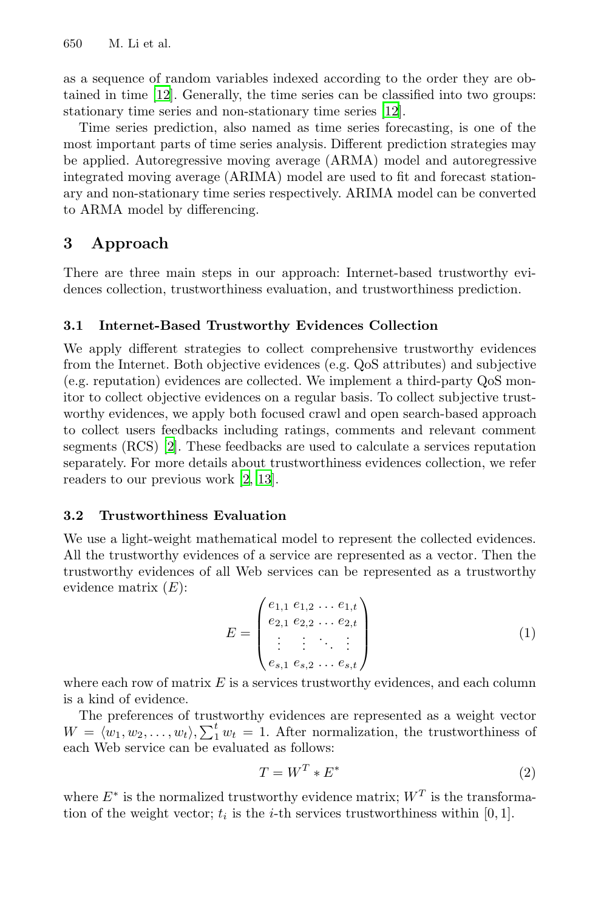as a sequence of random variables indexed according to the order they are obtained in time [12]. Generally, the time series can be classified into two groups: stationary time series and non-stationary time series [12].

Time series prediction, also named as time series forecasting, is one of the most important parts of time series analysis. Different prediction strategies may be applied. Autoregressive moving average (ARMA) model and autoregressive integrated moving average (ARIMA) model are used to fit and forecast stationary and non-stationary time series respectively. ARIMA model can be converted to ARMA model by differencing.

## 3 Approach

There are three main steps in our approach: Internet-based trustworthy evidences collection, trustworthiness evaluation, and trustworthiness prediction.

### 3.1 Internet-Based Trustworthy Evidences Collection

We apply different strategies to collect comprehensive trustworthy evidences from the Internet. Both objective evidences (e.g. QoS attributes) and subjective (e.g. reputation) evidences are collected. We implement a third-party QoS monitor to collect objective evidences on a regular basis. To collect subjective trustworthy evidences, we apply both focused crawl and open search-based approach to collect users feedbacks including ratings, comments and relevant comment segments (RCS) [2]. These feedbacks are used to calculate a services reputation separately. For more details about trustworthiness evidences collection, we refer readers to our previous work [2, 13].

### 3.2 Trustworthiness Evaluation

We use a light-weight mathematical model to represent the collected evidences. All the trustworthy evidences of a service are represented as a vector. Then the trustworthy evidences of all Web services can be represented as a trustworthy evidence matrix ($E$):

$$E = \begin{pmatrix} e_{1,1} & e_{1,2} & \dots & e_{1,t} \\ e_{2,1} & e_{2,2} & \dots & e_{2,t} \\ \vdots & \vdots & \ddots & \vdots \\ e_{s,1} & e_{s,2} & \dots & e_{s,t} \end{pmatrix} \tag{1}$$

where each row of matrix $E$ is a services trustworthy evidences, and each column is a kind of evidence.

The preferences of trustworthy evidences are represented as a weight vector $W = \langle w_1, w_2, \dots, w_t \rangle, \sum_1^t w_t = 1$. After normalization, the trustworthiness of each Web service can be evaluated as follows:

$$T = W^T * E^* \tag{2}$$

where $E^*$ is the normalized trustworthy evidence matrix; $W^T$ is the transformation of the weight vector; $t_i$ is the $i$-th services trustworthiness within $[0, 1]$.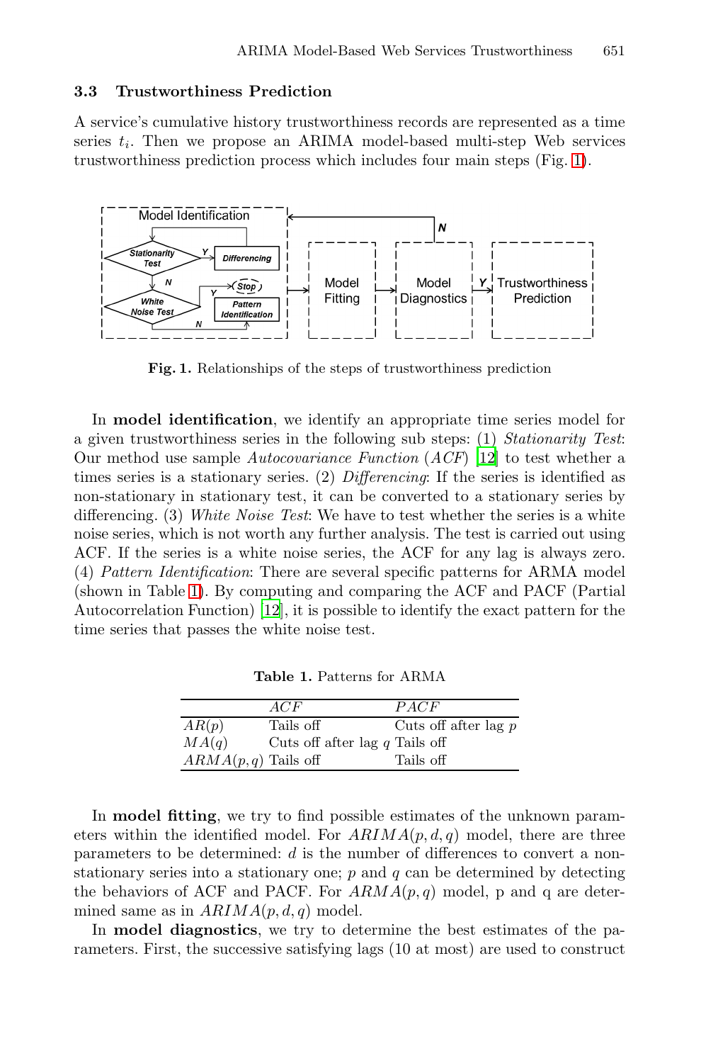### 3.3 Trustworthiness Prediction

A service's cumulative history trustworthiness records are represented as a time series $t_i$. Then we propose an ARIMA model-based multi-step Web services trustworthiness prediction process which includes four main steps (Fig. 1).

**Fig. 1.** Relationships of the steps of trustworthiness prediction

In **model identification**, we identify an appropriate time series model for a given trustworthiness series in the following sub steps: (1) *Stationarity Test*: Our method use sample *Autocovariance Function* (*ACF*) [12] to test whether a times series is a stationary series. (2) *Differencing*: If the series is identified as non-stationary in stationary test, it can be converted to a stationary series by differencing. (3) *White Noise Test*: We have to test whether the series is a white noise series, which is not worth any further analysis. The test is carried out using ACF. If the series is a white noise series, the ACF for any lag is always zero. (4) *Pattern Identification*: There are several specific patterns for ARMA model (shown in Table 1). By computing and comparing the ACF and PACF (Partial Autocorrelation Function) [12], it is possible to identify the exact pattern for the time series that passes the white noise test.

**Table 1.** Patterns for ARMA

| | *ACF* | *PACF* |
|---|---|---|
| $AR(p)$ | Tails off | Cuts off after lag $p$ |
| $MA(q)$ | Cuts off after lag $q$ | Tails off |
| $ARMA(p, q)$ | Tails off | Tails off |

In **model fitting**, we try to find possible estimates of the unknown parameters within the identified model. For $ARIMA(p, d, q)$ model, there are three parameters to be determined: $d$ is the number of differences to convert a non-stationary series into a stationary one; $p$ and $q$ can be determined by detecting the behaviors of ACF and PACF. For $ARMA(p, q)$ model, p and q are determined same as in $ARIMA(p, d, q)$ model.

In **model diagnostics**, we try to determine the best estimates of the parameters. First, the successive satisfying lags (10 at most) are used to construct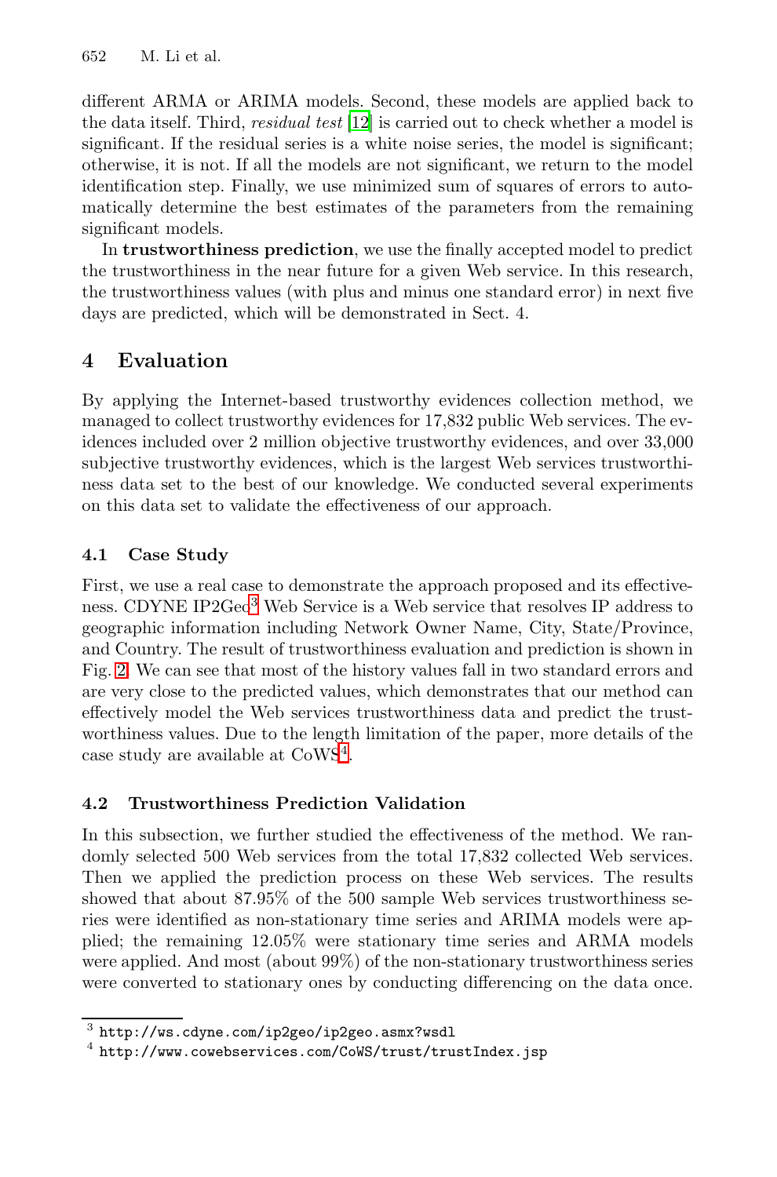different ARMA or ARIMA models. Second, these models are applied back to the data itself. Third, *residual test* [12] is carried out to check whether a model is significant. If the residual series is a white noise series, the model is significant; otherwise, it is not. If all the models are not significant, we return to the model identification step. Finally, we use minimized sum of squares of errors to automatically determine the best estimates of the parameters from the remaining significant models.

In **trustworthiness prediction**, we use the finally accepted model to predict the trustworthiness in the near future for a given Web service. In this research, the trustworthiness values (with plus and minus one standard error) in next five days are predicted, which will be demonstrated in Sect. 4.

## 4 Evaluation

By applying the Internet-based trustworthy evidences collection method, we managed to collect trustworthy evidences for 17,832 public Web services. The evidences included over 2 million objective trustworthy evidences, and over 33,000 subjective trustworthy evidences, which is the largest Web services trustworthiness data set to the best of our knowledge. We conducted several experiments on this data set to validate the effectiveness of our approach.

### 4.1 Case Study

First, we use a real case to demonstrate the approach proposed and its effectiveness. CDYNE IP2Geo[3] Web Service is a Web service that resolves IP address to geographic information including Network Owner Name, City, State/Province, and Country. The result of trustworthiness evaluation and prediction is shown in Fig. 2. We can see that most of the history values fall in two standard errors and are very close to the predicted values, which demonstrates that our method can effectively model the Web services trustworthiness data and predict the trustworthiness values. Due to the length limitation of the paper, more details of the case study are available at CoWS[4].

### 4.2 Trustworthiness Prediction Validation

In this subsection, we further studied the effectiveness of the method. We randomly selected 500 Web services from the total 17,832 collected Web services. Then we applied the prediction process on these Web services. The results showed that about 87.95% of the 500 sample Web services trustworthiness series were identified as non-stationary time series and ARIMA models were applied; the remaining 12.05% were stationary time series and ARMA models were applied. And most (about 99%) of the non-stationary trustworthiness series were converted to stationary ones by conducting differencing on the data once.

[3] http://ws.cdyne.com/ip2geo/ip2geo.asmx?wsdl

[4] http://www.cowebservices.com/CoWS/trust/trustIndex.jsp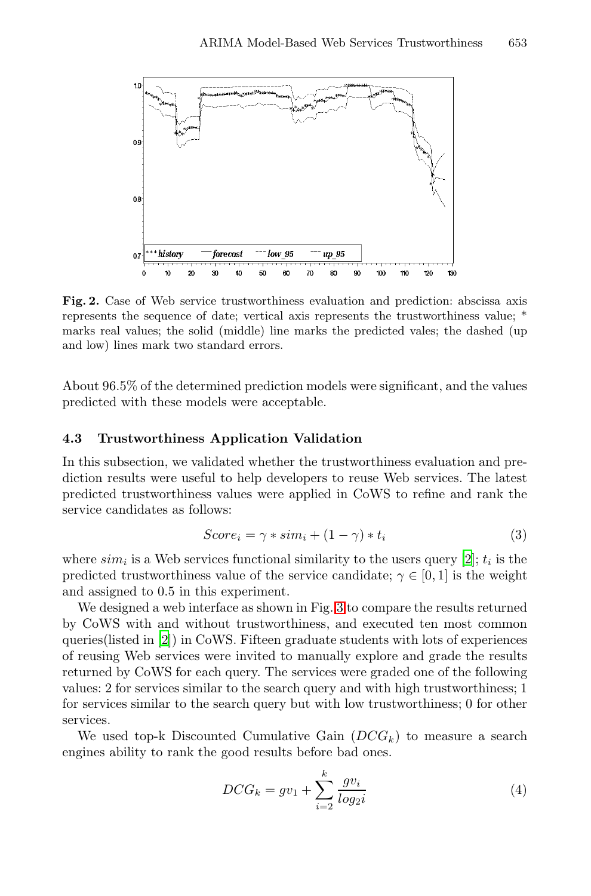**Fig. 2.** Case of Web service trustworthiness evaluation and prediction: abscissa axis represents the sequence of date; vertical axis represents the trustworthiness value; * marks real values; the solid (middle) line marks the predicted vales; the dashed (up and low) lines mark two standard errors.

About 96.5% of the determined prediction models were significant, and the values predicted with these models were acceptable.

### 4.3 Trustworthiness Application Validation

In this subsection, we validated whether the trustworthiness evaluation and prediction results were useful to help developers to reuse Web services. The latest predicted trustworthiness values were applied in CoWS to refine and rank the service candidates as follows:

$$Score_i = \gamma * sim_i + (1 - \gamma) * t_i \tag{3}$$

where $sim_i$ is a Web services functional similarity to the users query [2]; $t_i$ is the predicted trustworthiness value of the service candidate; $\gamma \in [0, 1]$ is the weight and assigned to 0.5 in this experiment.

We designed a web interface as shown in Fig. 3 to compare the results returned by CoWS with and without trustworthiness, and executed ten most common queries(listed in [2]) in CoWS. Fifteen graduate students with lots of experiences of reusing Web services were invited to manually explore and grade the results returned by CoWS for each query. The services were graded one of the following values: 2 for services similar to the search query and with high trustworthiness; 1 for services similar to the search query but with low trustworthiness; 0 for other services.

We used top-k Discounted Cumulative Gain ($DCG_k$) to measure a search engines ability to rank the good results before bad ones.

$$DCG_k = gv_1 + \sum_{i=2}^{k} \frac{gv_i}{log_2 i} \tag{4}$$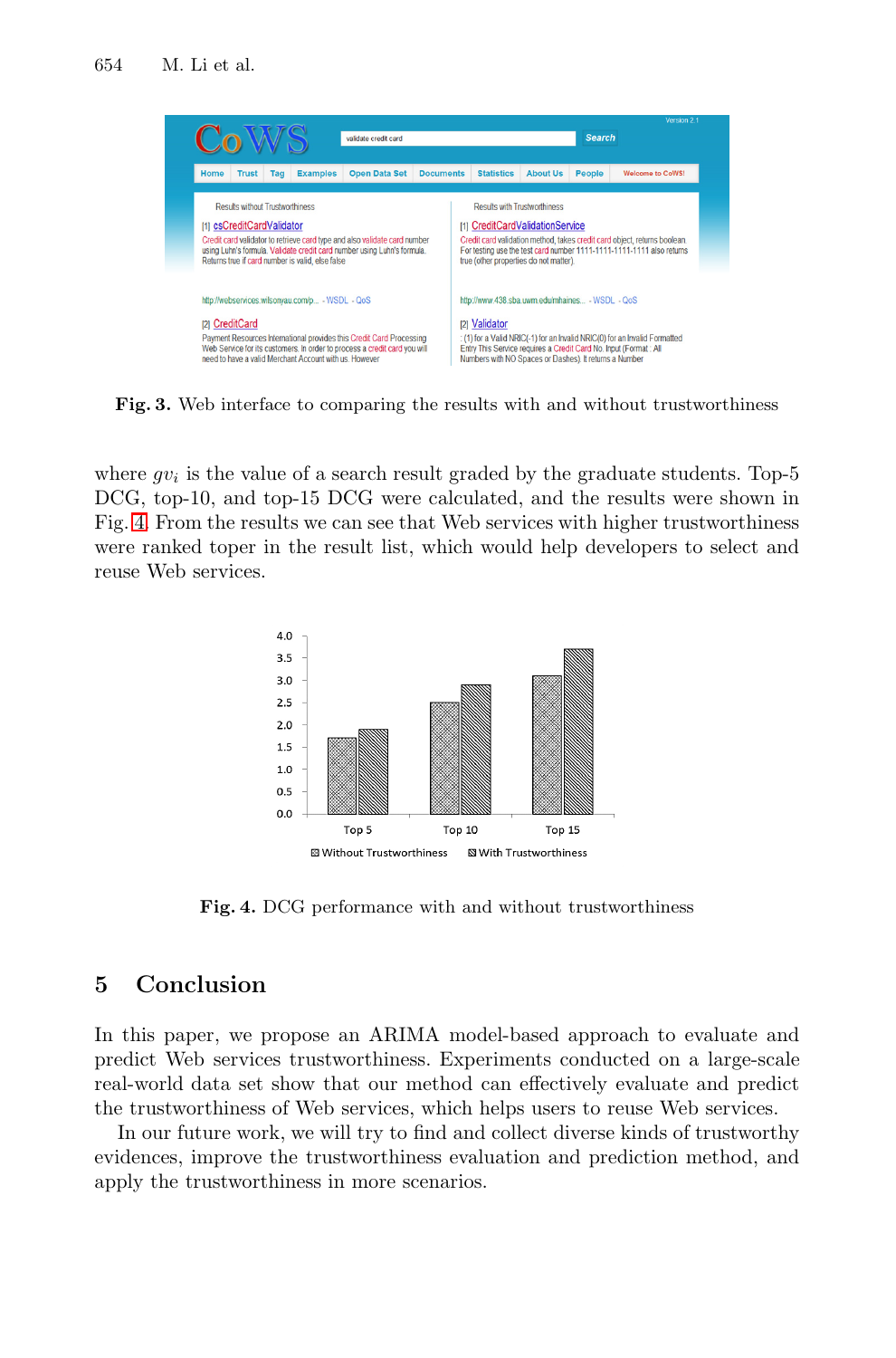**Fig. 3.** Web interface to comparing the results with and without trustworthiness

where $gv_i$ is the value of a search result graded by the graduate students. Top-5 DCG, top-10, and top-15 DCG were calculated, and the results were shown in Fig. 4. From the results we can see that Web services with higher trustworthiness were ranked toper in the result list, which would help developers to select and reuse Web services.

**Fig. 4.** DCG performance with and without trustworthiness

## 5 Conclusion

In this paper, we propose an ARIMA model-based approach to evaluate and predict Web services trustworthiness. Experiments conducted on a large-scale real-world data set show that our method can effectively evaluate and predict the trustworthiness of Web services, which helps users to reuse Web services.

In our future work, we will try to find and collect diverse kinds of trustworthy evidences, improve the trustworthiness evaluation and prediction method, and apply the trustworthiness in more scenarios.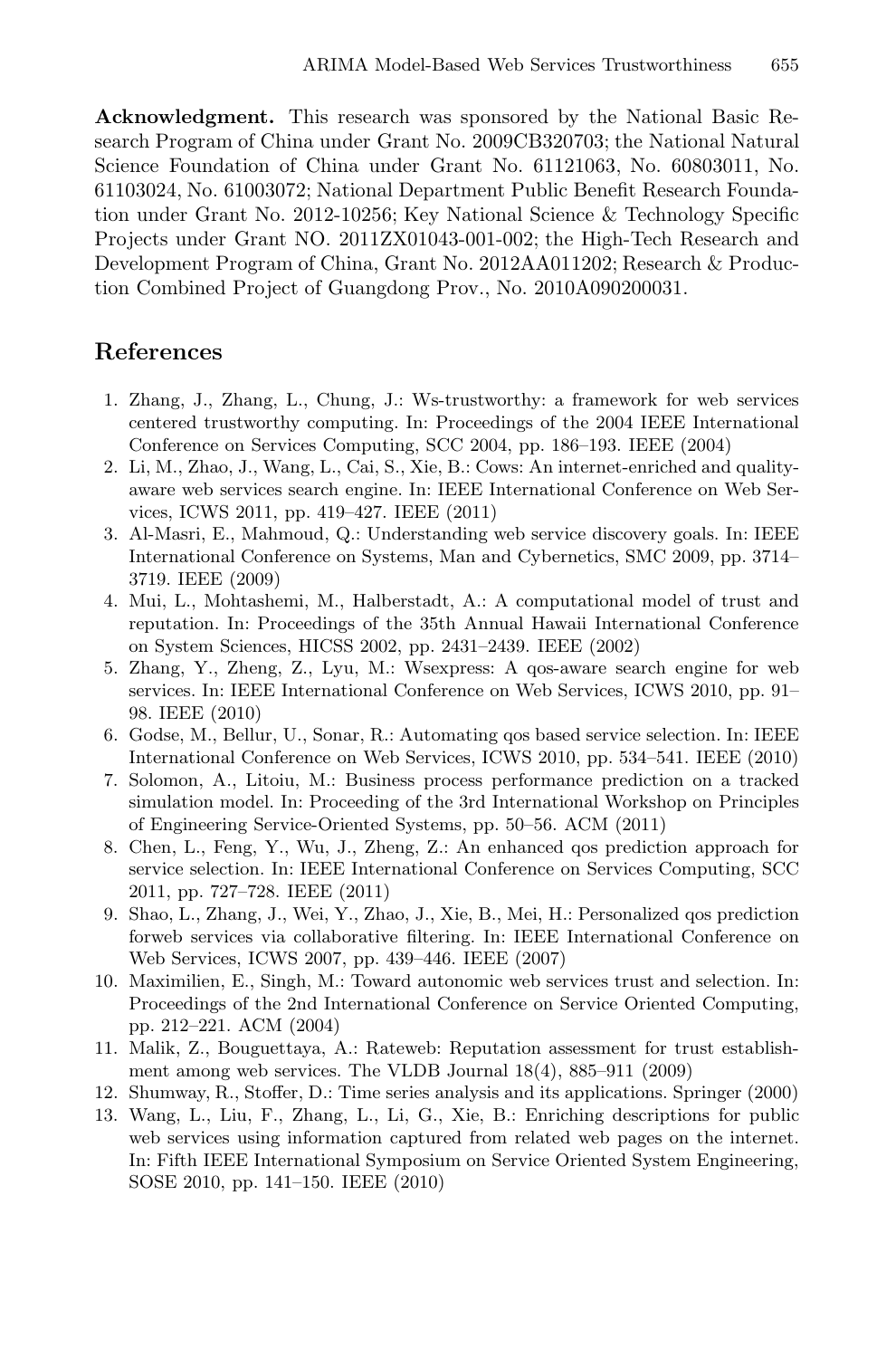**Acknowledgment.** This research was sponsored by the National Basic Research Program of China under Grant No. 2009CB320703; the National Natural Science Foundation of China under Grant No. 61121063, No. 60803011, No. 61103024, No. 61003072; National Department Public Benefit Research Foundation under Grant No. 2012-10256; Key National Science & Technology Specific Projects under Grant NO. 2011ZX01043-001-002; the High-Tech Research and Development Program of China, Grant No. 2012AA011202; Research & Production Combined Project of Guangdong Prov., No. 2010A090200031.

## References

1. Zhang, J., Zhang, L., Chung, J.: Ws-trustworthy: a framework for web services centered trustworthy computing. In: Proceedings of the 2004 IEEE International Conference on Services Computing, SCC 2004, pp. 186–193. IEEE (2004)
2. Li, M., Zhao, J., Wang, L., Cai, S., Xie, B.: Cows: An internet-enriched and quality-aware web services search engine. In: IEEE International Conference on Web Services, ICWS 2011, pp. 419–427. IEEE (2011)
3. Al-Masri, E., Mahmoud, Q.: Understanding web service discovery goals. In: IEEE International Conference on Systems, Man and Cybernetics, SMC 2009, pp. 3714–3719. IEEE (2009)
4. Mui, L., Mohtashemi, M., Halberstadt, A.: A computational model of trust and reputation. In: Proceedings of the 35th Annual Hawaii International Conference on System Sciences, HICSS 2002, pp. 2431–2439. IEEE (2002)
5. Zhang, Y., Zheng, Z., Lyu, M.: Wsexpress: A qos-aware search engine for web services. In: IEEE International Conference on Web Services, ICWS 2010, pp. 91–98. IEEE (2010)
6. Godse, M., Bellur, U., Sonar, R.: Automating qos based service selection. In: IEEE International Conference on Web Services, ICWS 2010, pp. 534–541. IEEE (2010)
7. Solomon, A., Litoiu, M.: Business process performance prediction on a tracked simulation model. In: Proceeding of the 3rd International Workshop on Principles of Engineering Service-Oriented Systems, pp. 50–56. ACM (2011)
8. Chen, L., Feng, Y., Wu, J., Zheng, Z.: An enhanced qos prediction approach for service selection. In: IEEE International Conference on Services Computing, SCC 2011, pp. 727–728. IEEE (2011)
9. Shao, L., Zhang, J., Wei, Y., Zhao, J., Xie, B., Mei, H.: Personalized qos prediction forweb services via collaborative filtering. In: IEEE International Conference on Web Services, ICWS 2007, pp. 439–446. IEEE (2007)
10. Maximilien, E., Singh, M.: Toward autonomic web services trust and selection. In: Proceedings of the 2nd International Conference on Service Oriented Computing, pp. 212–221. ACM (2004)
11. Malik, Z., Bouguettaya, A.: Rateweb: Reputation assessment for trust establishment among web services. The VLDB Journal 18(4), 885–911 (2009)
12. Shumway, R., Stoffer, D.: Time series analysis and its applications. Springer (2000)
13. Wang, L., Liu, F., Zhang, L., Li, G., Xie, B.: Enriching descriptions for public web services using information captured from related web pages on the internet. In: Fifth IEEE International Symposium on Service Oriented System Engineering, SOSE 2010, pp. 141–150. IEEE (2010)